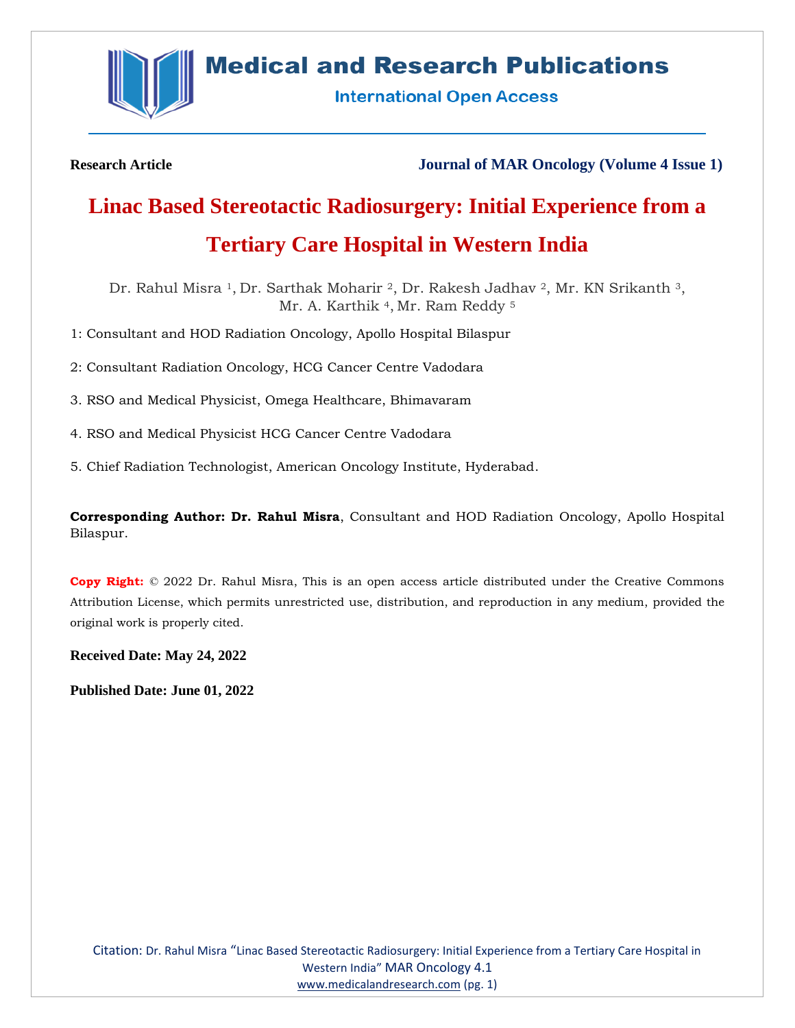Research Article

Journal of MAR Oncology (Volume 4 Issue 1)

# Linac Based Stereotactic Radiosurgery: Initial Experience from a Tertiary Care Hospital in Western India

Dr. Rahul Misra [1], Dr. Sarthak Moharir [2], Dr. Rakesh Jadhav [2], Mr. KN Srikanth [3], Mr. A. Karthik [4], Mr. Ram Reddy [5]

1: Consultant and HOD Radiation Oncology, Apollo Hospital Bilaspur

2: Consultant Radiation Oncology, HCG Cancer Centre Vadodara

3. RSO and Medical Physicist, Omega Healthcare, Bhimavaram

4. RSO and Medical Physicist HCG Cancer Centre Vadodara

5. Chief Radiation Technologist, American Oncology Institute, Hyderabad.

**Corresponding Author: Dr. Rahul Misra**, Consultant and HOD Radiation Oncology, Apollo Hospital Bilaspur.

**Copy Right:** © 2022 Dr. Rahul Misra, This is an open access article distributed under the Creative Commons Attribution License, which permits unrestricted use, distribution, and reproduction in any medium, provided the original work is properly cited.

**Received Date: May 24, 2022**

**Published Date: June 01, 2022**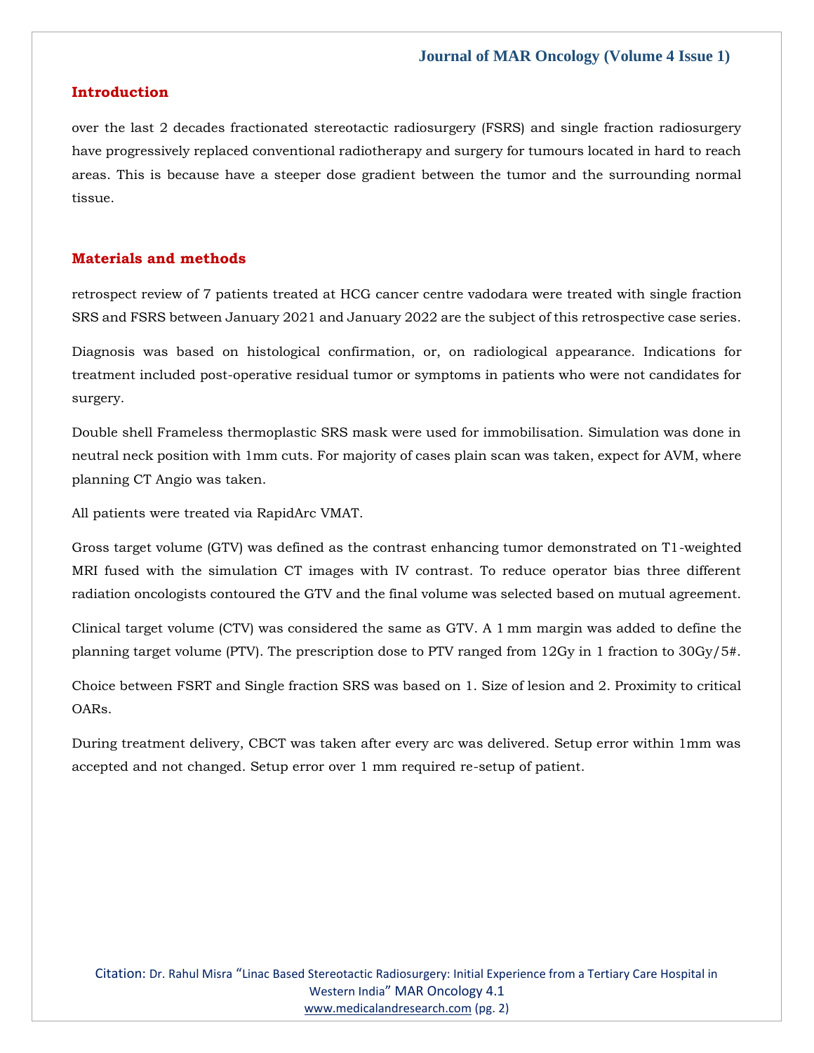## Introduction

over the last 2 decades fractionated stereotactic radiosurgery (FSRS) and single fraction radiosurgery have progressively replaced conventional radiotherapy and surgery for tumours located in hard to reach areas. This is because have a steeper dose gradient between the tumor and the surrounding normal tissue.

## Materials and methods

retrospect review of 7 patients treated at HCG cancer centre vadodara were treated with single fraction SRS and FSRS between January 2021 and January 2022 are the subject of this retrospective case series.

Diagnosis was based on histological confirmation, or, on radiological appearance. Indications for treatment included post-operative residual tumor or symptoms in patients who were not candidates for surgery.

Double shell Frameless thermoplastic SRS mask were used for immobilisation. Simulation was done in neutral neck position with 1mm cuts. For majority of cases plain scan was taken, expect for AVM, where planning CT Angio was taken.

All patients were treated via RapidArc VMAT.

Gross target volume (GTV) was defined as the contrast enhancing tumor demonstrated on T1-weighted MRI fused with the simulation CT images with IV contrast. To reduce operator bias three different radiation oncologists contoured the GTV and the final volume was selected based on mutual agreement.

Clinical target volume (CTV) was considered the same as GTV. A 1 mm margin was added to define the planning target volume (PTV). The prescription dose to PTV ranged from 12Gy in 1 fraction to 30Gy/5#.

Choice between FSRT and Single fraction SRS was based on 1. Size of lesion and 2. Proximity to critical OARs.

During treatment delivery, CBCT was taken after every arc was delivered. Setup error within 1mm was accepted and not changed. Setup error over 1 mm required re-setup of patient.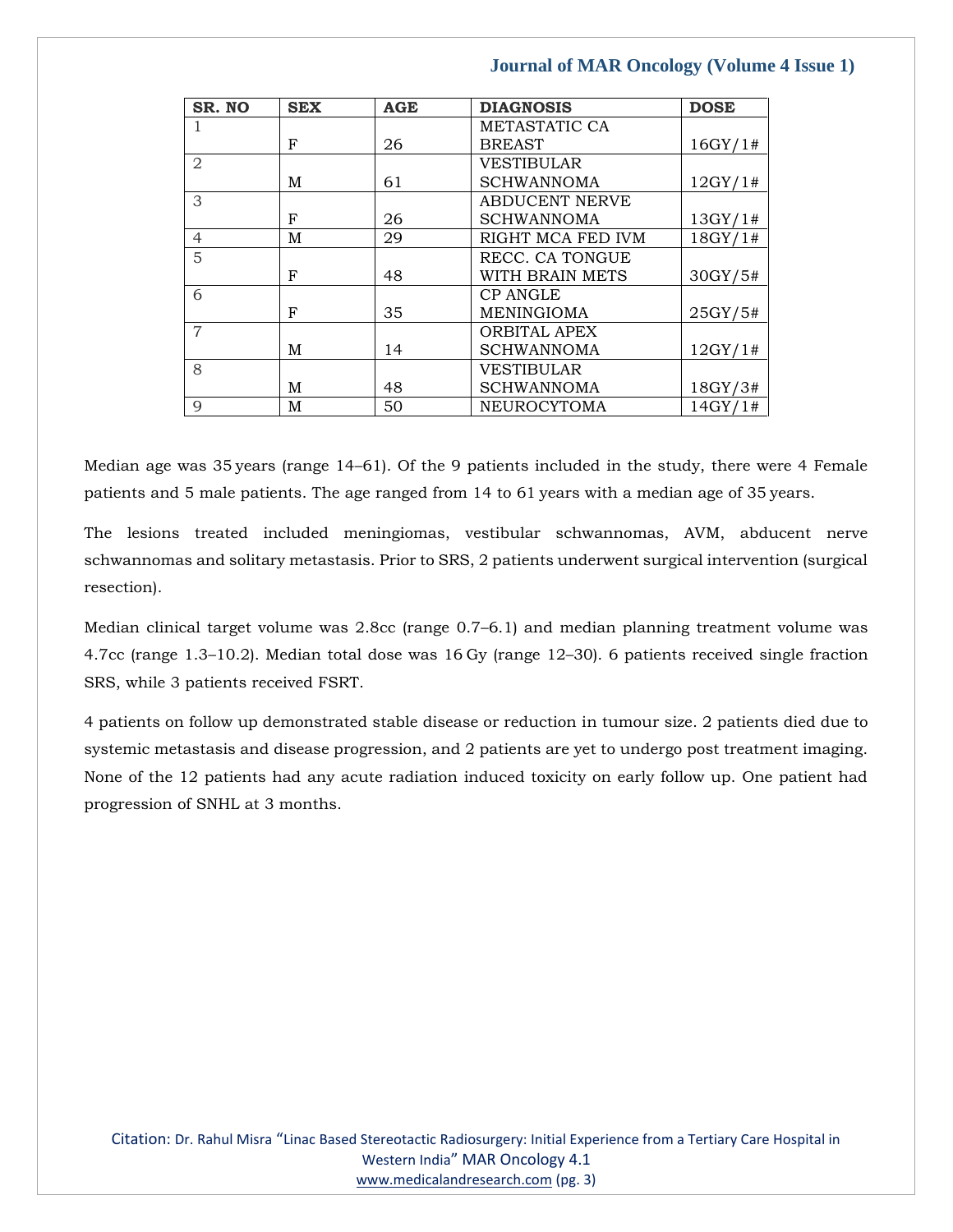| SR. NO | SEX | AGE | DIAGNOSIS | DOSE |
| --- | --- | --- | --- | --- |
| 1 | F | 26 | METASTATIC CA BREAST | 16GY/1# |
| 2 | M | 61 | VESTIBULAR SCHWANNOMA | 12GY/1# |
| 3 | F | 26 | ABDUCENT NERVE SCHWANNOMA | 13GY/1# |
| 4 | M | 29 | RIGHT MCA FED IVM | 18GY/1# |
| 5 | F | 48 | RECC. CA TONGUE WITH BRAIN METS | 30GY/5# |
| 6 | F | 35 | CP ANGLE MENINGIOMA | 25GY/5# |
| 7 | M | 14 | ORBITAL APEX SCHWANNOMA | 12GY/1# |
| 8 | M | 48 | VESTIBULAR SCHWANNOMA | 18GY/3# |
| 9 | M | 50 | NEUROCYTOMA | 14GY/1# |

Median age was 35 years (range 14–61). Of the 9 patients included in the study, there were 4 Female patients and 5 male patients. The age ranged from 14 to 61 years with a median age of 35 years.

The lesions treated included meningiomas, vestibular schwannomas, AVM, abducent nerve schwannomas and solitary metastasis. Prior to SRS, 2 patients underwent surgical intervention (surgical resection).

Median clinical target volume was 2.8cc (range 0.7–6.1) and median planning treatment volume was 4.7cc (range 1.3–10.2). Median total dose was 16 Gy (range 12–30). 6 patients received single fraction SRS, while 3 patients received FSRT.

4 patients on follow up demonstrated stable disease or reduction in tumour size. 2 patients died due to systemic metastasis and disease progression, and 2 patients are yet to undergo post treatment imaging. None of the 12 patients had any acute radiation induced toxicity on early follow up. One patient had progression of SNHL at 3 months.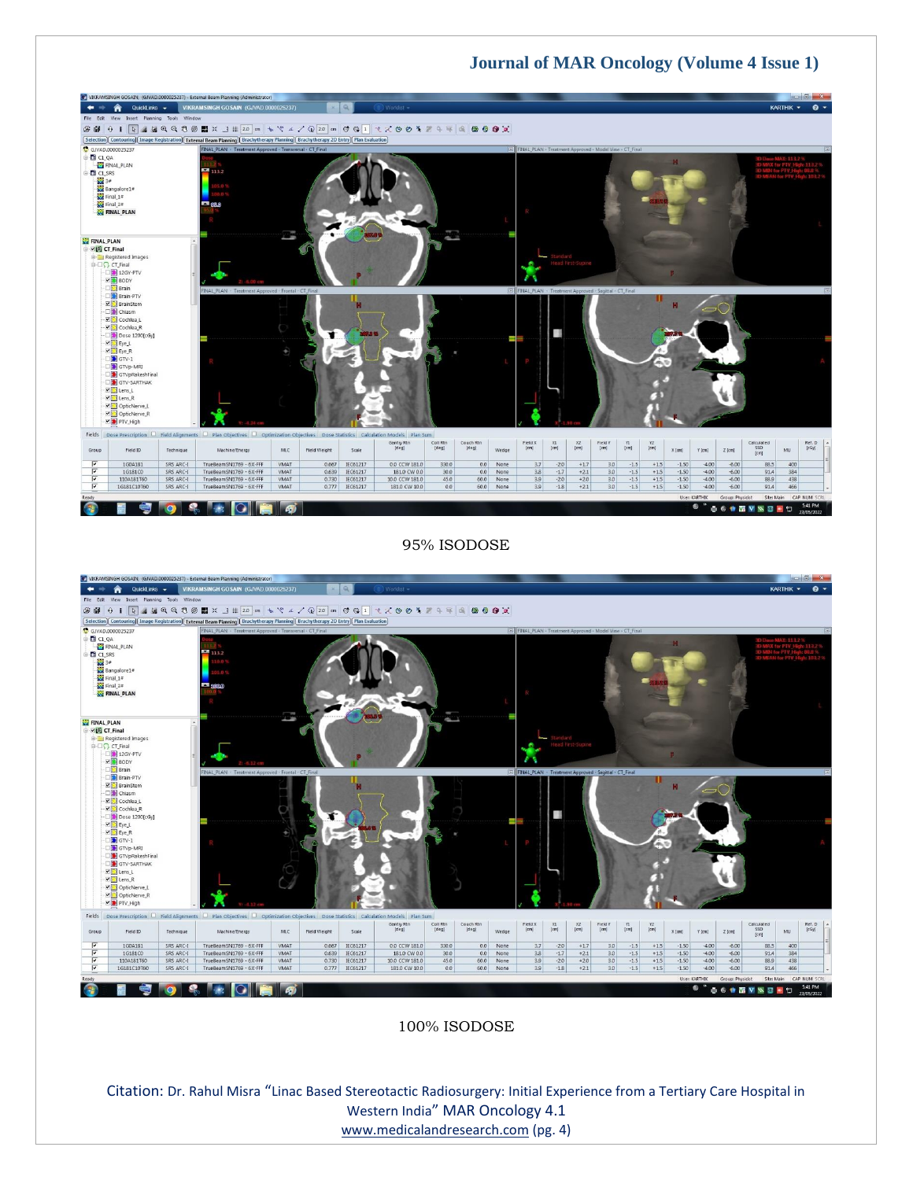95% ISODOSE

100% ISODOSE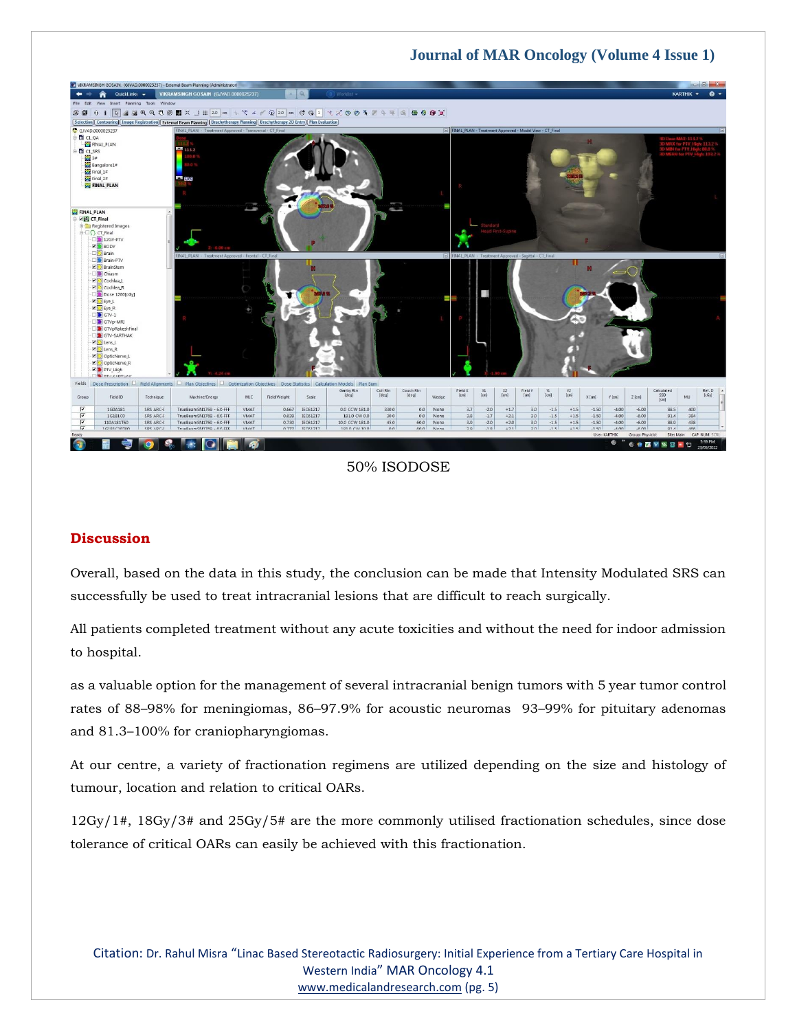50% ISODOSE

## Discussion

Overall, based on the data in this study, the conclusion can be made that Intensity Modulated SRS can successfully be used to treat intracranial lesions that are difficult to reach surgically.

All patients completed treatment without any acute toxicities and without the need for indoor admission to hospital.

as a valuable option for the management of several intracranial benign tumors with 5 year tumor control rates of 88–98% for meningiomas, 86–97.9% for acoustic neuromas  93–99% for pituitary adenomas and 81.3–100% for craniopharyngiomas.

At our centre, a variety of fractionation regimens are utilized depending on the size and histology of tumour, location and relation to critical OARs.

12Gy/1#, 18Gy/3# and 25Gy/5# are the more commonly utilised fractionation schedules, since dose tolerance of critical OARs can easily be achieved with this fractionation.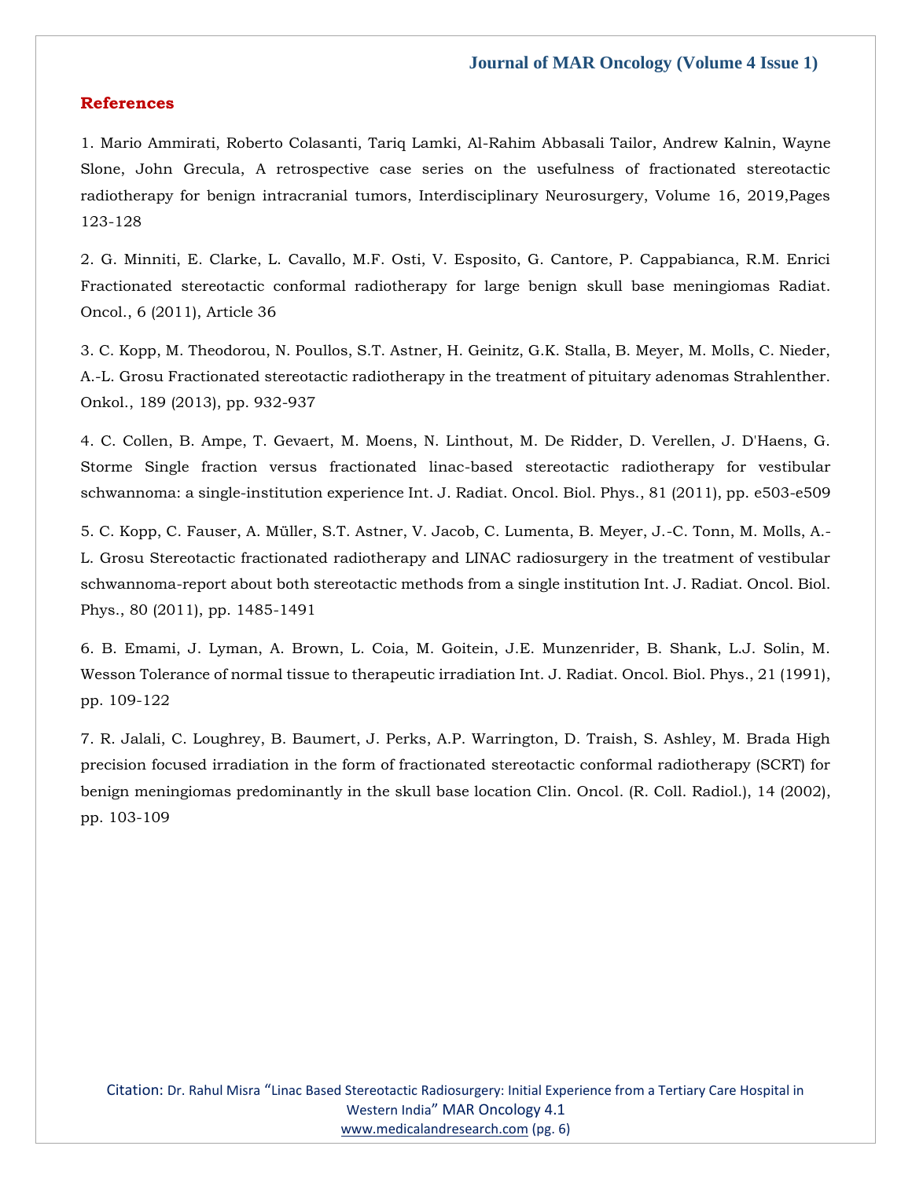## References

1. Mario Ammirati, Roberto Colasanti, Tariq Lamki, Al-Rahim Abbasali Tailor, Andrew Kalnin, Wayne Slone, John Grecula, A retrospective case series on the usefulness of fractionated stereotactic radiotherapy for benign intracranial tumors, Interdisciplinary Neurosurgery, Volume 16, 2019,Pages 123-128

2. G. Minniti, E. Clarke, L. Cavallo, M.F. Osti, V. Esposito, G. Cantore, P. Cappabianca, R.M. Enrici Fractionated stereotactic conformal radiotherapy for large benign skull base meningiomas Radiat. Oncol., 6 (2011), Article 36

3. C. Kopp, M. Theodorou, N. Poullos, S.T. Astner, H. Geinitz, G.K. Stalla, B. Meyer, M. Molls, C. Nieder, A.-L. Grosu Fractionated stereotactic radiotherapy in the treatment of pituitary adenomas Strahlenther. Onkol., 189 (2013), pp. 932-937

4. C. Collen, B. Ampe, T. Gevaert, M. Moens, N. Linthout, M. De Ridder, D. Verellen, J. D'Haens, G. Storme Single fraction versus fractionated linac-based stereotactic radiotherapy for vestibular schwannoma: a single-institution experience Int. J. Radiat. Oncol. Biol. Phys., 81 (2011), pp. e503-e509

5. C. Kopp, C. Fauser, A. Müller, S.T. Astner, V. Jacob, C. Lumenta, B. Meyer, J.-C. Tonn, M. Molls, A.-L. Grosu Stereotactic fractionated radiotherapy and LINAC radiosurgery in the treatment of vestibular schwannoma-report about both stereotactic methods from a single institution Int. J. Radiat. Oncol. Biol. Phys., 80 (2011), pp. 1485-1491

6. B. Emami, J. Lyman, A. Brown, L. Coia, M. Goitein, J.E. Munzenrider, B. Shank, L.J. Solin, M. Wesson Tolerance of normal tissue to therapeutic irradiation Int. J. Radiat. Oncol. Biol. Phys., 21 (1991), pp. 109-122

7. R. Jalali, C. Loughrey, B. Baumert, J. Perks, A.P. Warrington, D. Traish, S. Ashley, M. Brada High precision focused irradiation in the form of fractionated stereotactic conformal radiotherapy (SCRT) for benign meningiomas predominantly in the skull base location Clin. Oncol. (R. Coll. Radiol.), 14 (2002), pp. 103-109